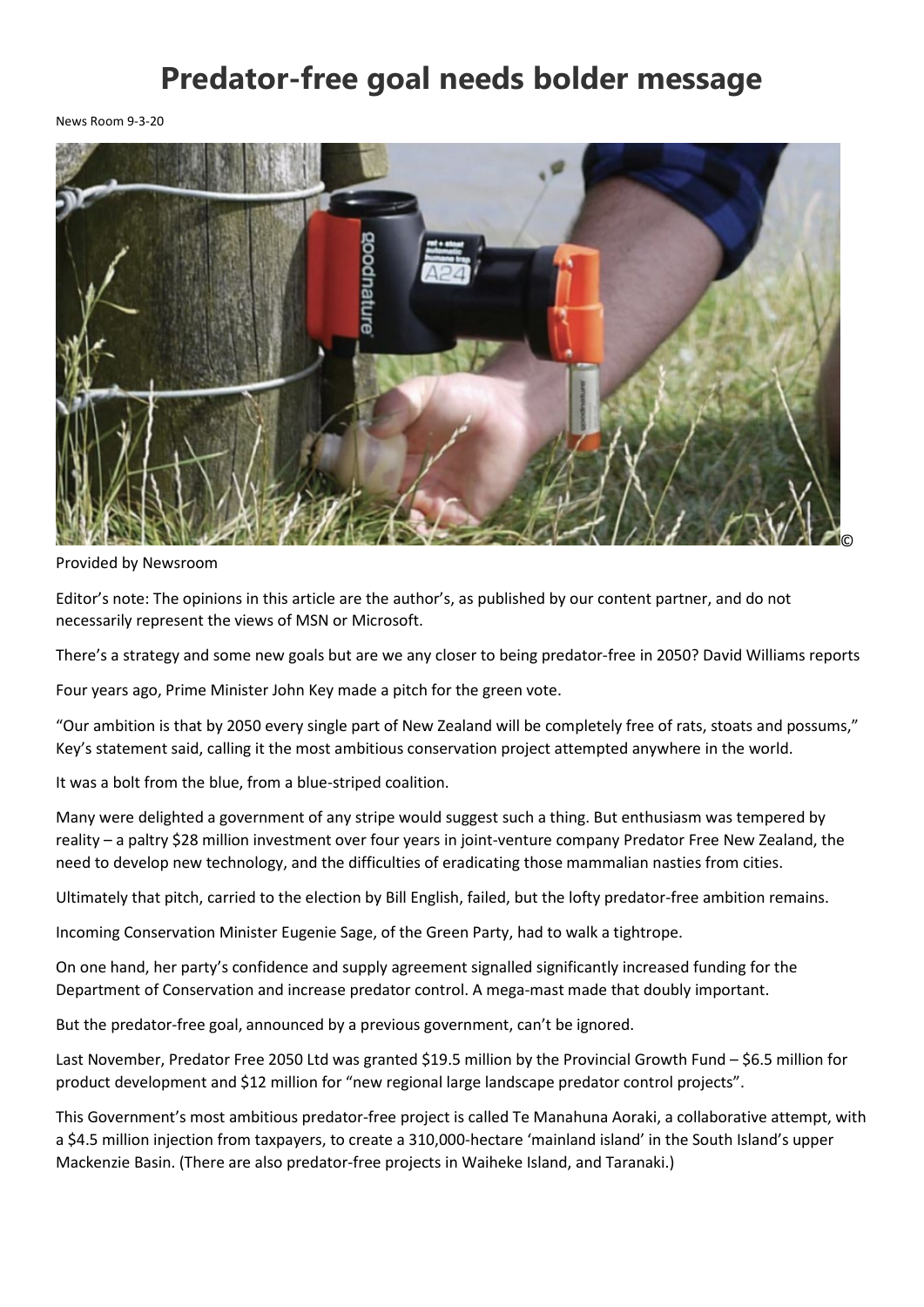# Predator-free goal needs bolder message

News Room 9-3-20

© Provided by Newsroom

Editor's note: The opinions in this article are the author's, as published by our content partner, and do not necessarily represent the views of MSN or Microsoft.

There's a strategy and some new goals but are we any closer to being predator-free in 2050? David Williams reports

Four years ago, Prime Minister John Key made a pitch for the green vote.

"Our ambition is that by 2050 every single part of New Zealand will be completely free of rats, stoats and possums," Key's statement said, calling it the most ambitious conservation project attempted anywhere in the world.

It was a bolt from the blue, from a blue-striped coalition.

Many were delighted a government of any stripe would suggest such a thing. But enthusiasm was tempered by reality – a paltry $28 million investment over four years in joint-venture company Predator Free New Zealand, the need to develop new technology, and the difficulties of eradicating those mammalian nasties from cities.

Ultimately that pitch, carried to the election by Bill English, failed, but the lofty predator-free ambition remains.

Incoming Conservation Minister Eugenie Sage, of the Green Party, had to walk a tightrope.

On one hand, her party's confidence and supply agreement signalled significantly increased funding for the Department of Conservation and increase predator control. A mega-mast made that doubly important.

But the predator-free goal, announced by a previous government, can't be ignored.

Last November, Predator Free 2050 Ltd was granted $19.5 million by the Provincial Growth Fund – $6.5 million for product development and $12 million for "new regional large landscape predator control projects".

This Government's most ambitious predator-free project is called Te Manahuna Aoraki, a collaborative attempt, with a $4.5 million injection from taxpayers, to create a 310,000-hectare 'mainland island' in the South Island's upper Mackenzie Basin. (There are also predator-free projects in Waiheke Island, and Taranaki.)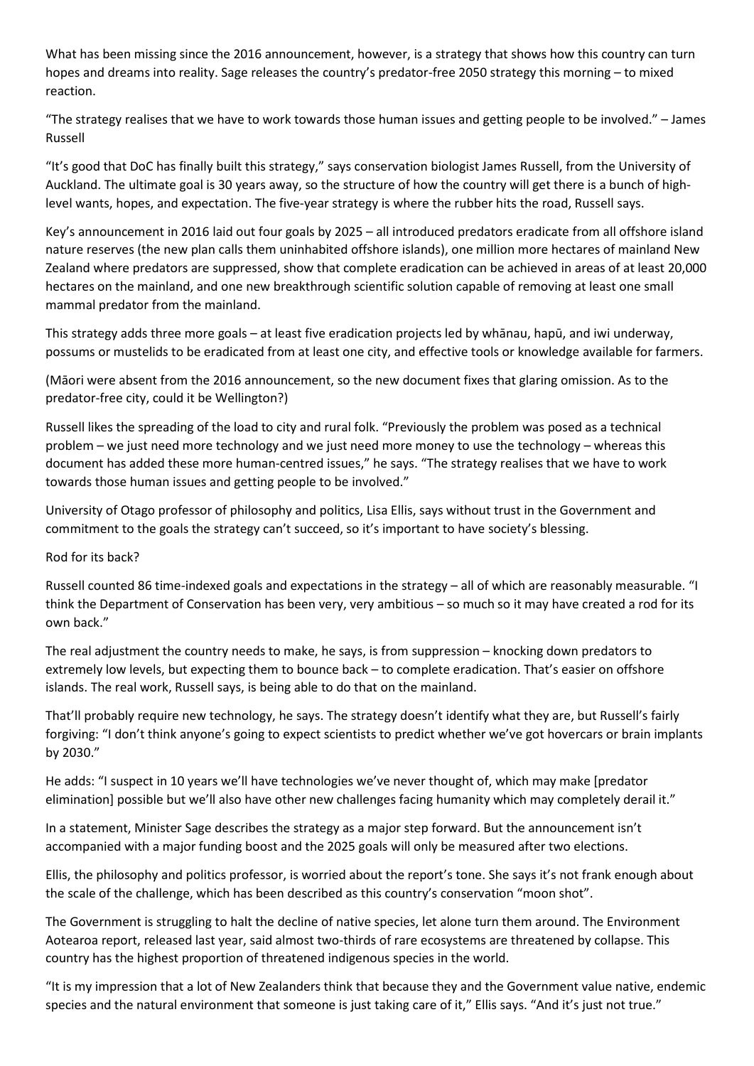What has been missing since the 2016 announcement, however, is a strategy that shows how this country can turn hopes and dreams into reality. Sage releases the country's predator-free 2050 strategy this morning – to mixed reaction.

"The strategy realises that we have to work towards those human issues and getting people to be involved." – James Russell

"It's good that DoC has finally built this strategy," says conservation biologist James Russell, from the University of Auckland. The ultimate goal is 30 years away, so the structure of how the country will get there is a bunch of high-level wants, hopes, and expectation. The five-year strategy is where the rubber hits the road, Russell says.

Key's announcement in 2016 laid out four goals by 2025 – all introduced predators eradicate from all offshore island nature reserves (the new plan calls them uninhabited offshore islands), one million more hectares of mainland New Zealand where predators are suppressed, show that complete eradication can be achieved in areas of at least 20,000 hectares on the mainland, and one new breakthrough scientific solution capable of removing at least one small mammal predator from the mainland.

This strategy adds three more goals – at least five eradication projects led by whānau, hapū, and iwi underway, possums or mustelids to be eradicated from at least one city, and effective tools or knowledge available for farmers.

(Māori were absent from the 2016 announcement, so the new document fixes that glaring omission. As to the predator-free city, could it be Wellington?)

Russell likes the spreading of the load to city and rural folk. "Previously the problem was posed as a technical problem – we just need more technology and we just need more money to use the technology – whereas this document has added these more human-centred issues," he says. "The strategy realises that we have to work towards those human issues and getting people to be involved."

University of Otago professor of philosophy and politics, Lisa Ellis, says without trust in the Government and commitment to the goals the strategy can't succeed, so it's important to have society's blessing.

## Rod for its back?

Russell counted 86 time-indexed goals and expectations in the strategy – all of which are reasonably measurable. "I think the Department of Conservation has been very, very ambitious – so much so it may have created a rod for its own back."

The real adjustment the country needs to make, he says, is from suppression – knocking down predators to extremely low levels, but expecting them to bounce back – to complete eradication. That's easier on offshore islands. The real work, Russell says, is being able to do that on the mainland.

That'll probably require new technology, he says. The strategy doesn't identify what they are, but Russell's fairly forgiving: "I don't think anyone's going to expect scientists to predict whether we've got hovercars or brain implants by 2030."

He adds: "I suspect in 10 years we'll have technologies we've never thought of, which may make [predator elimination] possible but we'll also have other new challenges facing humanity which may completely derail it."

In a statement, Minister Sage describes the strategy as a major step forward. But the announcement isn't accompanied with a major funding boost and the 2025 goals will only be measured after two elections.

Ellis, the philosophy and politics professor, is worried about the report's tone. She says it's not frank enough about the scale of the challenge, which has been described as this country's conservation "moon shot".

The Government is struggling to halt the decline of native species, let alone turn them around. The Environment Aotearoa report, released last year, said almost two-thirds of rare ecosystems are threatened by collapse. This country has the highest proportion of threatened indigenous species in the world.

"It is my impression that a lot of New Zealanders think that because they and the Government value native, endemic species and the natural environment that someone is just taking care of it," Ellis says. "And it's just not true."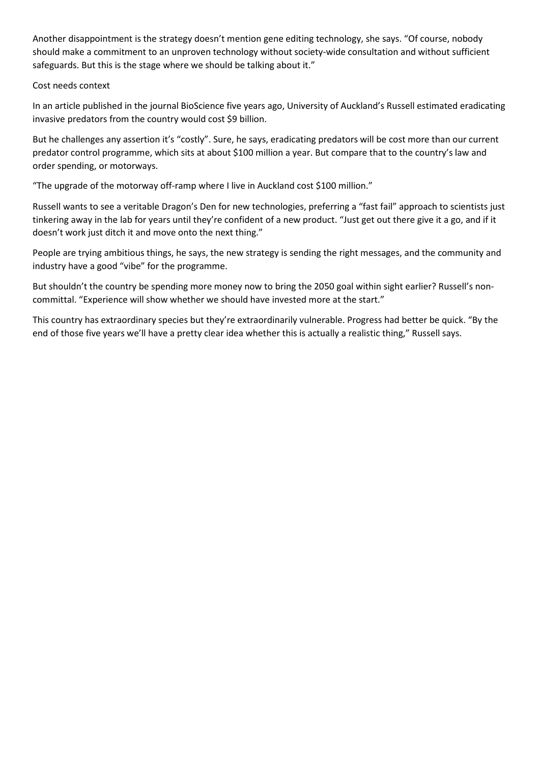Another disappointment is the strategy doesn't mention gene editing technology, she says. "Of course, nobody should make a commitment to an unproven technology without society-wide consultation and without sufficient safeguards. But this is the stage where we should be talking about it."

## Cost needs context

In an article published in the journal BioScience five years ago, University of Auckland's Russell estimated eradicating invasive predators from the country would cost $9 billion.

But he challenges any assertion it's "costly". Sure, he says, eradicating predators will be cost more than our current predator control programme, which sits at about $100 million a year. But compare that to the country's law and order spending, or motorways.

"The upgrade of the motorway off-ramp where I live in Auckland cost $100 million."

Russell wants to see a veritable Dragon's Den for new technologies, preferring a "fast fail" approach to scientists just tinkering away in the lab for years until they're confident of a new product. "Just get out there give it a go, and if it doesn't work just ditch it and move onto the next thing."

People are trying ambitious things, he says, the new strategy is sending the right messages, and the community and industry have a good "vibe" for the programme.

But shouldn't the country be spending more money now to bring the 2050 goal within sight earlier? Russell's non-committal. "Experience will show whether we should have invested more at the start."

This country has extraordinary species but they're extraordinarily vulnerable. Progress had better be quick. "By the end of those five years we'll have a pretty clear idea whether this is actually a realistic thing," Russell says.